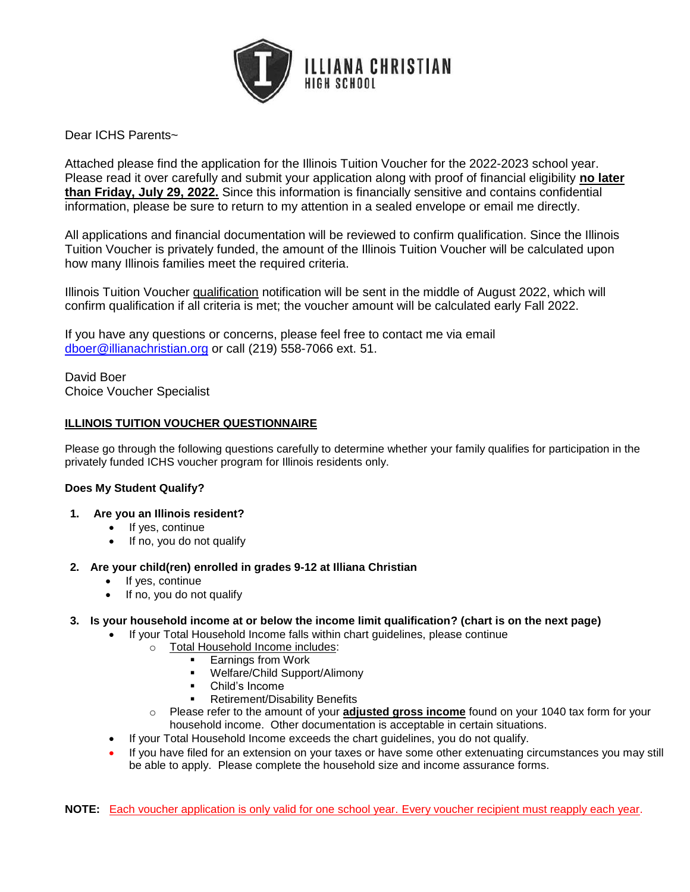**ILLIANA CHRISTIAN**
**HIGH SCHOOL**

Dear ICHS Parents~

Attached please find the application for the Illinois Tuition Voucher for the 2022-2023 school year. Please read it over carefully and submit your application along with proof of financial eligibility **no later than Friday, July 29, 2022.** Since this information is financially sensitive and contains confidential information, please be sure to return to my attention in a sealed envelope or email me directly.

All applications and financial documentation will be reviewed to confirm qualification. Since the Illinois Tuition Voucher is privately funded, the amount of the Illinois Tuition Voucher will be calculated upon how many Illinois families meet the required criteria.

Illinois Tuition Voucher qualification notification will be sent in the middle of August 2022, which will confirm qualification if all criteria is met; the voucher amount will be calculated early Fall 2022.

If you have any questions or concerns, please feel free to contact me via email dboer@illianachristian.org or call (219) 558-7066 ext. 51.

David Boer
Choice Voucher Specialist

## ILLINOIS TUITION VOUCHER QUESTIONNAIRE

Please go through the following questions carefully to determine whether your family qualifies for participation in the privately funded ICHS voucher program for Illinois residents only.

### Does My Student Qualify?

1. **Are you an Illinois resident?**
   - If yes, continue
   - If no, you do not qualify

2. **Are your child(ren) enrolled in grades 9-12 at Illiana Christian**
   - If yes, continue
   - If no, you do not qualify

3. **Is your household income at or below the income limit qualification? (chart is on the next page)**
   - If your Total Household Income falls within chart guidelines, please continue
     - Total Household Income includes:
       - Earnings from Work
       - Welfare/Child Support/Alimony
       - Child's Income
       - Retirement/Disability Benefits
     - Please refer to the amount of your **adjusted gross income** found on your 1040 tax form for your household income. Other documentation is acceptable in certain situations.
   - If your Total Household Income exceeds the chart guidelines, you do not qualify.
   - If you have filed for an extension on your taxes or have some other extenuating circumstances you may still be able to apply. Please complete the household size and income assurance forms.

**NOTE:** Each voucher application is only valid for one school year. Every voucher recipient must reapply each year.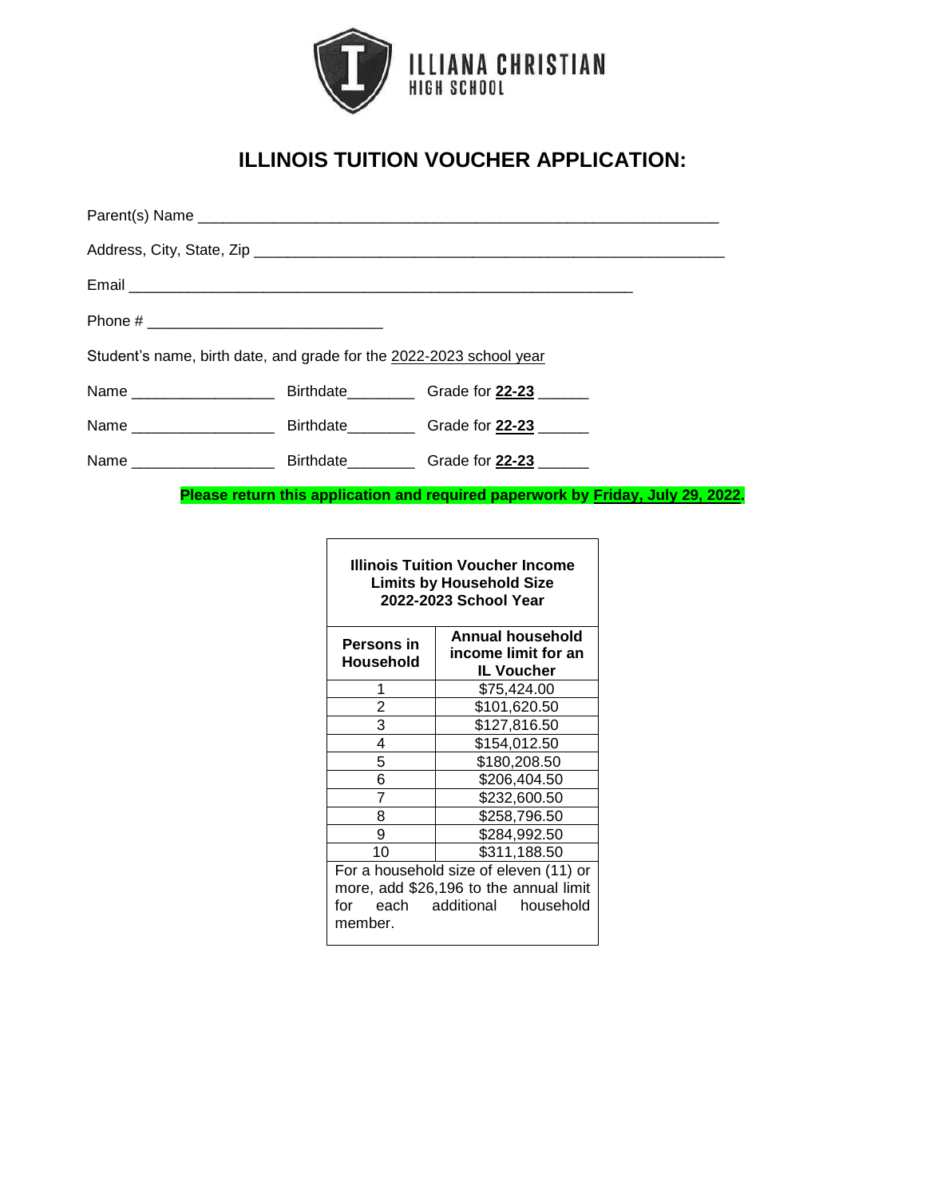ILLIANA CHRISTIAN
HIGH SCHOOL

# ILLINOIS TUITION VOUCHER APPLICATION:

Parent(s) Name ____________________________________________________________

Address, City, State, Zip _______________________________________________________

Email ___________________________________________________________

Phone # ____________________________

Student's name, birth date, and grade for the 2022-2023 school year

Name _________________ Birthdate________ Grade for **22-23** ______

Name _________________ Birthdate________ Grade for **22-23** ______

Name _________________ Birthdate________ Grade for **22-23** ______

**Please return this application and required paperwork by Friday, July 29, 2022.**

| **Illinois Tuition Voucher Income Limits by Household Size 2022-2023 School Year** | |
|---|---|
| **Persons in Household** | **Annual household income limit for an IL Voucher** |
| 1 | $75,424.00 |
| 2 | $101,620.50 |
| 3 | $127,816.50 |
| 4 | $154,012.50 |
| 5 | $180,208.50 |
| 6 | $206,404.50 |
| 7 | $232,600.50 |
| 8 | $258,796.50 |
| 9 | $284,992.50 |
| 10 | $311,188.50 |
| For a household size of eleven (11) or more, add $26,196 to the annual limit for each additional household member. | |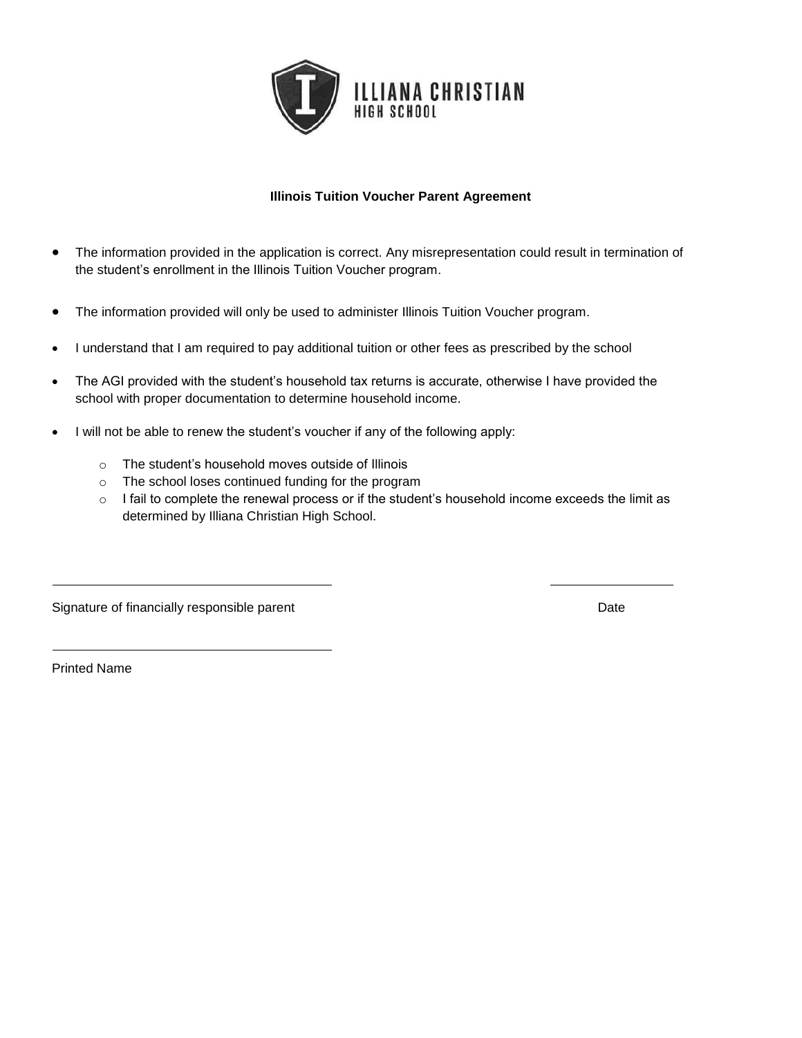ILLIANA CHRISTIAN
HIGH SCHOOL

**Illinois Tuition Voucher Parent Agreement**

- The information provided in the application is correct. Any misrepresentation could result in termination of the student's enrollment in the Illinois Tuition Voucher program.
- The information provided will only be used to administer Illinois Tuition Voucher program.
- I understand that I am required to pay additional tuition or other fees as prescribed by the school
- The AGI provided with the student's household tax returns is accurate, otherwise I have provided the school with proper documentation to determine household income.
- I will not be able to renew the student's voucher if any of the following apply:
  - The student's household moves outside of Illinois
  - The school loses continued funding for the program
  - I fail to complete the renewal process or if the student's household income exceeds the limit as determined by Illiana Christian High School.

\_\_\_\_\_\_\_\_\_\_\_\_\_\_\_\_\_\_\_\_\_\_\_\_\_\_\_\_\_\_\_\_\_\_\_\_\_\_\_\_ \_\_\_\_\_\_\_\_\_\_\_\_\_\_\_\_\_\_

Signature of financially responsible parent Date

\_\_\_\_\_\_\_\_\_\_\_\_\_\_\_\_\_\_\_\_\_\_\_\_\_\_\_\_\_\_\_\_\_\_\_\_\_\_\_\_

Printed Name